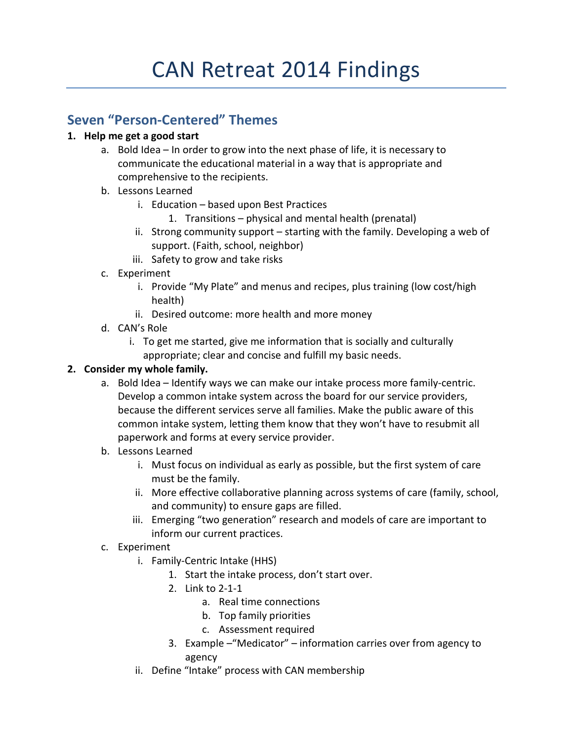# CAN Retreat 2014 Findings

## Seven "Person-Centered" Themes

1. **Help me get a good start**
   a. Bold Idea – In order to grow into the next phase of life, it is necessary to communicate the educational material in a way that is appropriate and comprehensive to the recipients.
   b. Lessons Learned
      i. Education – based upon Best Practices
         1. Transitions – physical and mental health (prenatal)
      ii. Strong community support – starting with the family. Developing a web of support. (Faith, school, neighbor)
      iii. Safety to grow and take risks
   c. Experiment
      i. Provide "My Plate" and menus and recipes, plus training (low cost/high health)
      ii. Desired outcome: more health and more money
   d. CAN's Role
      i. To get me started, give me information that is socially and culturally appropriate; clear and concise and fulfill my basic needs.
2. **Consider my whole family.**
   a. Bold Idea – Identify ways we can make our intake process more family-centric. Develop a common intake system across the board for our service providers, because the different services serve all families. Make the public aware of this common intake system, letting them know that they won't have to resubmit all paperwork and forms at every service provider.
   b. Lessons Learned
      i. Must focus on individual as early as possible, but the first system of care must be the family.
      ii. More effective collaborative planning across systems of care (family, school, and community) to ensure gaps are filled.
      iii. Emerging "two generation" research and models of care are important to inform our current practices.
   c. Experiment
      i. Family-Centric Intake (HHS)
         1. Start the intake process, don't start over.
         2. Link to 2-1-1
            a. Real time connections
            b. Top family priorities
            c. Assessment required
         3. Example –"Medicator" – information carries over from agency to agency
      ii. Define "Intake" process with CAN membership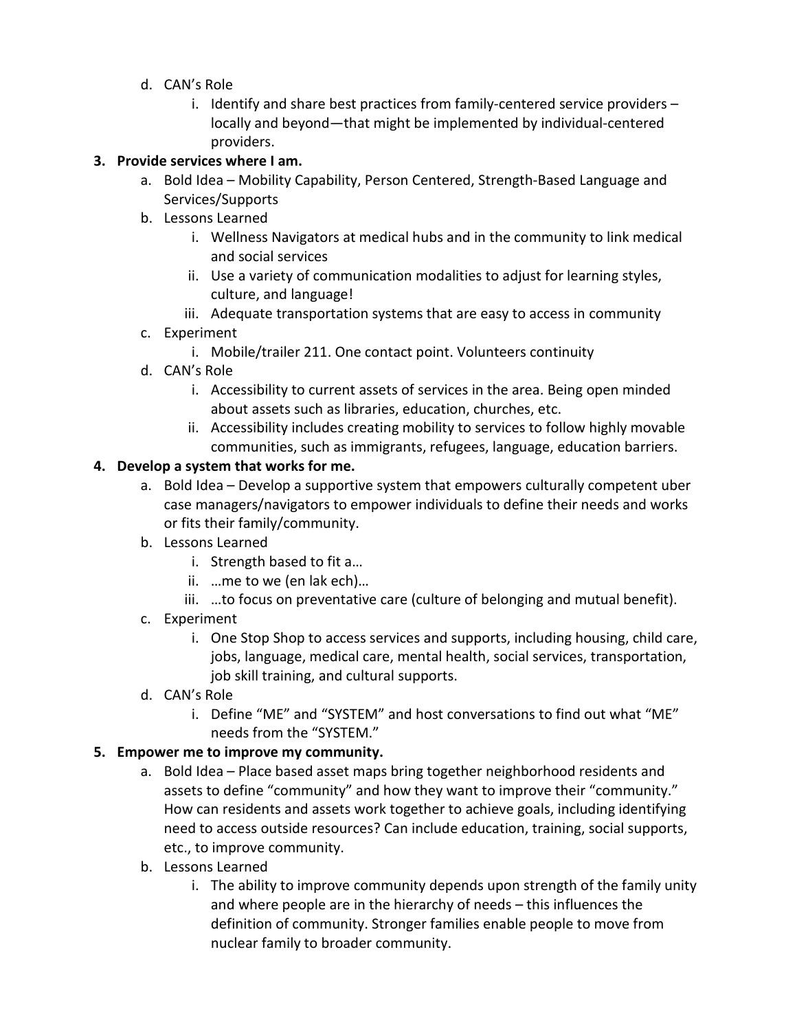d. CAN's Role
      i. Identify and share best practices from family-centered service providers – locally and beyond—that might be implemented by individual-centered providers.

3. **Provide services where I am.**
   a. Bold Idea – Mobility Capability, Person Centered, Strength-Based Language and Services/Supports
   b. Lessons Learned
      i. Wellness Navigators at medical hubs and in the community to link medical and social services
      ii. Use a variety of communication modalities to adjust for learning styles, culture, and language!
      iii. Adequate transportation systems that are easy to access in community
   c. Experiment
      i. Mobile/trailer 211. One contact point. Volunteers continuity
   d. CAN's Role
      i. Accessibility to current assets of services in the area. Being open minded about assets such as libraries, education, churches, etc.
      ii. Accessibility includes creating mobility to services to follow highly movable communities, such as immigrants, refugees, language, education barriers.

4. **Develop a system that works for me.**
   a. Bold Idea – Develop a supportive system that empowers culturally competent uber case managers/navigators to empower individuals to define their needs and works or fits their family/community.
   b. Lessons Learned
      i. Strength based to fit a…
      ii. …me to we (en lak ech)…
      iii. …to focus on preventative care (culture of belonging and mutual benefit).
   c. Experiment
      i. One Stop Shop to access services and supports, including housing, child care, jobs, language, medical care, mental health, social services, transportation, job skill training, and cultural supports.
   d. CAN's Role
      i. Define "ME" and "SYSTEM" and host conversations to find out what "ME" needs from the "SYSTEM."

5. **Empower me to improve my community.**
   a. Bold Idea – Place based asset maps bring together neighborhood residents and assets to define "community" and how they want to improve their "community." How can residents and assets work together to achieve goals, including identifying need to access outside resources? Can include education, training, social supports, etc., to improve community.
   b. Lessons Learned
      i. The ability to improve community depends upon strength of the family unity and where people are in the hierarchy of needs – this influences the definition of community. Stronger families enable people to move from nuclear family to broader community.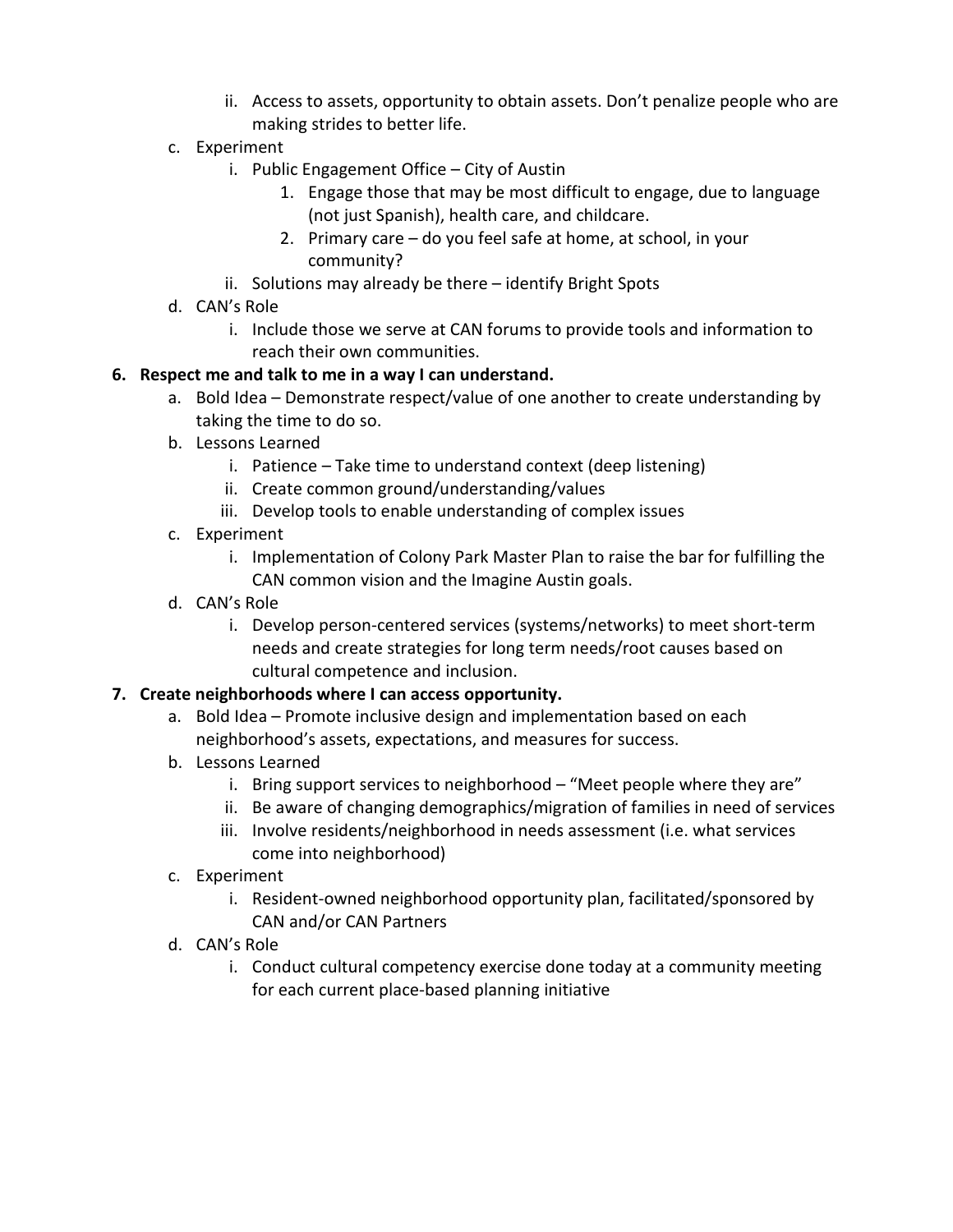ii. Access to assets, opportunity to obtain assets. Don't penalize people who are making strides to better life.

c. Experiment
   i. Public Engagement Office – City of Austin
      1. Engage those that may be most difficult to engage, due to language (not just Spanish), health care, and childcare.
      2. Primary care – do you feel safe at home, at school, in your community?
   ii. Solutions may already be there – identify Bright Spots

d. CAN's Role
   i. Include those we serve at CAN forums to provide tools and information to reach their own communities.

**6. Respect me and talk to me in a way I can understand.**

a. Bold Idea – Demonstrate respect/value of one another to create understanding by taking the time to do so.

b. Lessons Learned
   i. Patience – Take time to understand context (deep listening)
   ii. Create common ground/understanding/values
   iii. Develop tools to enable understanding of complex issues

c. Experiment
   i. Implementation of Colony Park Master Plan to raise the bar for fulfilling the CAN common vision and the Imagine Austin goals.

d. CAN's Role
   i. Develop person-centered services (systems/networks) to meet short-term needs and create strategies for long term needs/root causes based on cultural competence and inclusion.

**7. Create neighborhoods where I can access opportunity.**

a. Bold Idea – Promote inclusive design and implementation based on each neighborhood's assets, expectations, and measures for success.

b. Lessons Learned
   i. Bring support services to neighborhood – "Meet people where they are"
   ii. Be aware of changing demographics/migration of families in need of services
   iii. Involve residents/neighborhood in needs assessment (i.e. what services come into neighborhood)

c. Experiment
   i. Resident-owned neighborhood opportunity plan, facilitated/sponsored by CAN and/or CAN Partners

d. CAN's Role
   i. Conduct cultural competency exercise done today at a community meeting for each current place-based planning initiative